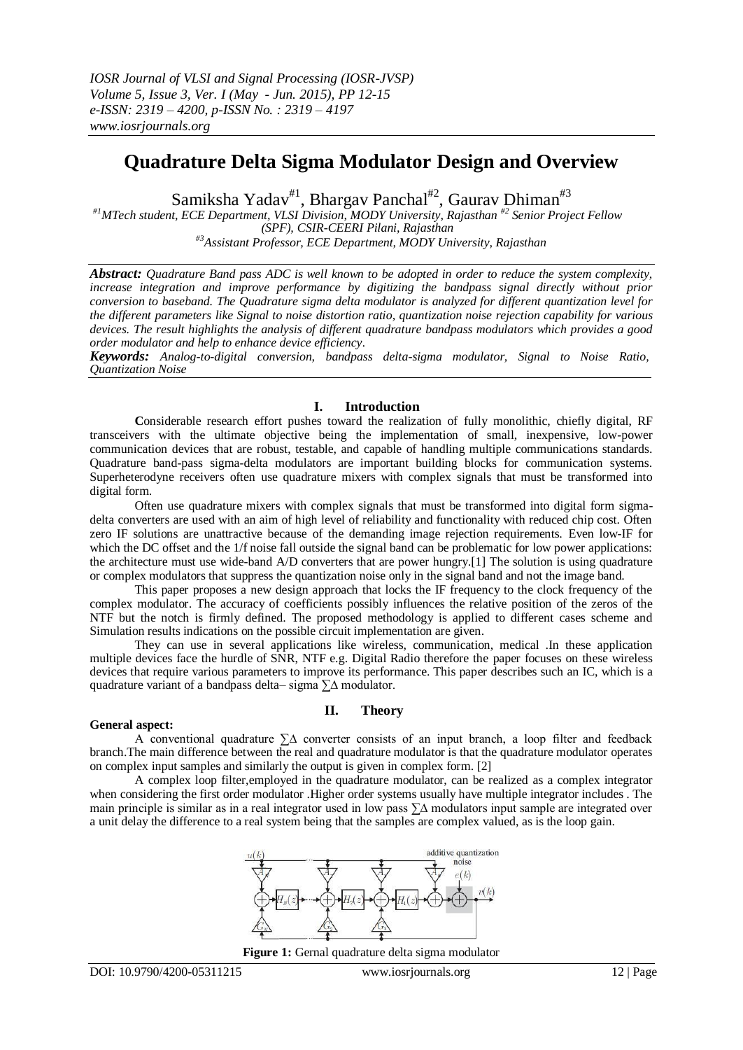# Quadrature Delta Sigma Modulator Design and Overview

Samiksha Yadav[#1], Bhargav Panchal[#2], Gaurav Dhiman[#3]

[#1]MTech student, ECE Department, VLSI Division, MODY University, Rajasthan [#2] Senior Project Fellow (SPF), CSIR-CEERI Pilani, Rajasthan

[#3]Assistant Professor, ECE Department, MODY University, Rajasthan

***Abstract:*** *Quadrature Band pass ADC is well known to be adopted in order to reduce the system complexity, increase integration and improve performance by digitizing the bandpass signal directly without prior conversion to baseband. The Quadrature sigma delta modulator is analyzed for different quantization level for the different parameters like Signal to noise distortion ratio, quantization noise rejection capability for various devices. The result highlights the analysis of different quadrature bandpass modulators which provides a good order modulator and help to enhance device efficiency.*

***Keywords:*** *Analog-to-digital conversion, bandpass delta-sigma modulator, Signal to Noise Ratio, Quantization Noise*

## I. Introduction

**C**onsiderable research effort pushes toward the realization of fully monolithic, chiefly digital, RF transceivers with the ultimate objective being the implementation of small, inexpensive, low-power communication devices that are robust, testable, and capable of handling multiple communications standards. Quadrature band-pass sigma-delta modulators are important building blocks for communication systems. Superheterodyne receivers often use quadrature mixers with complex signals that must be transformed into digital form.

Often use quadrature mixers with complex signals that must be transformed into digital form sigma-delta converters are used with an aim of high level of reliability and functionality with reduced chip cost. Often zero IF solutions are unattractive because of the demanding image rejection requirements. Even low-IF for which the DC offset and the 1/f noise fall outside the signal band can be problematic for low power applications: the architecture must use wide-band A/D converters that are power hungry.[1] The solution is using quadrature or complex modulators that suppress the quantization noise only in the signal band and not the image band.

This paper proposes a new design approach that locks the IF frequency to the clock frequency of the complex modulator. The accuracy of coefficients possibly influences the relative position of the zeros of the NTF but the notch is firmly defined. The proposed methodology is applied to different cases scheme and Simulation results indications on the possible circuit implementation are given.

They can use in several applications like wireless, communication, medical .In these application multiple devices face the hurdle of SNR, NTF e.g. Digital Radio therefore the paper focuses on these wireless devices that require various parameters to improve its performance. This paper describes such an IC, which is a quadrature variant of a bandpass delta– sigma ∑∆ modulator.

## II. Theory

**General aspect:**

A conventional quadrature ∑∆ converter consists of an input branch, a loop filter and feedback branch.The main difference between the real and quadrature modulator is that the quadrature modulator operates on complex input samples and similarly the output is given in complex form. [2]

A complex loop filter,employed in the quadrature modulator, can be realized as a complex integrator when considering the first order modulator .Higher order systems usually have multiple integrator includes . The main principle is similar as in a real integrator used in low pass ∑∆ modulators input sample are integrated over a unit delay the difference to a real system being that the samples are complex valued, as is the loop gain.

**Figure 1:** Gernal quadrature delta sigma modulator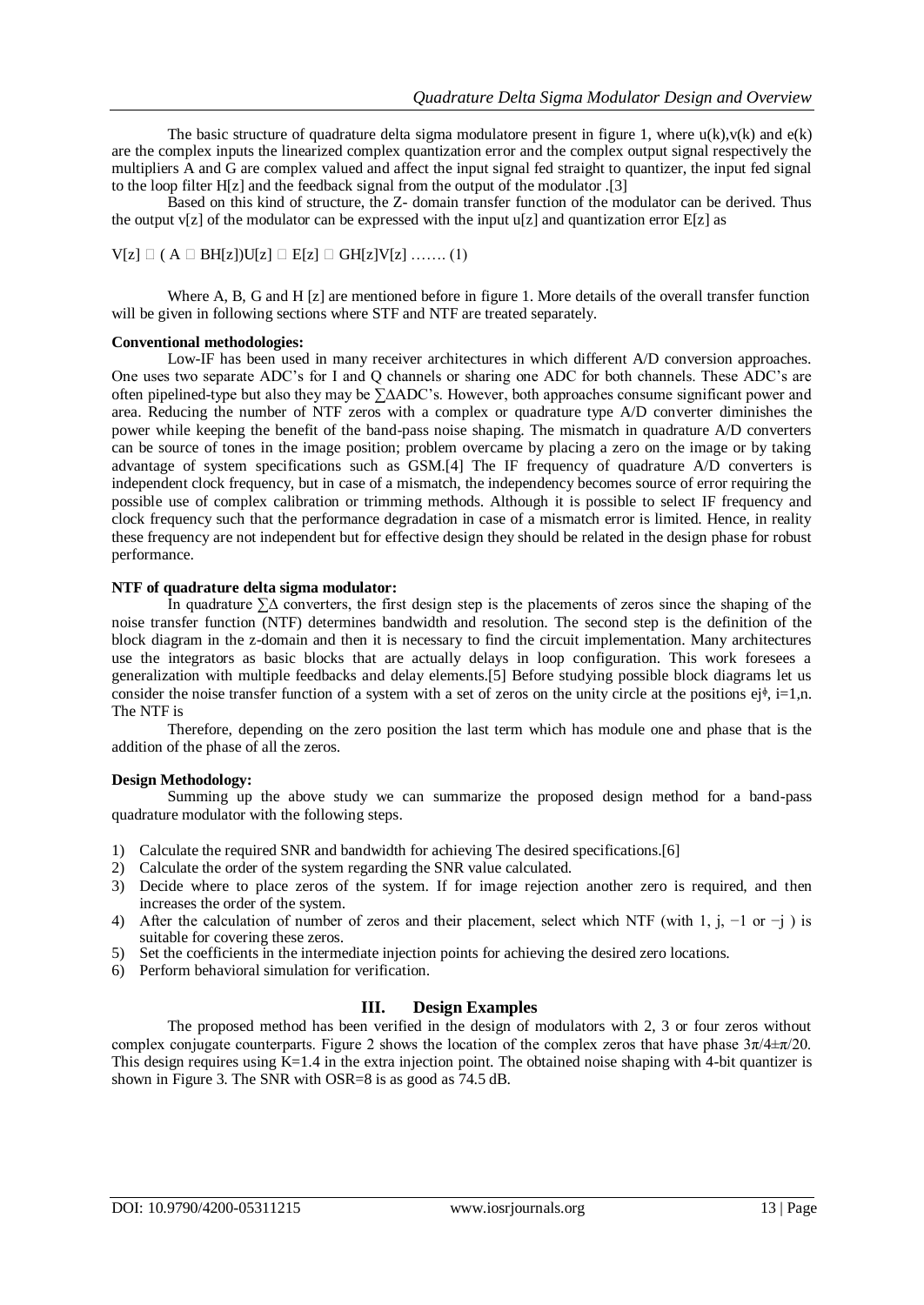The basic structure of quadrature delta sigma modulatore present in figure 1, where $u(k)$,$v(k)$ and $e(k)$ are the complex inputs the linearized complex quantization error and the complex output signal respectively the multipliers A and G are complex valued and affect the input signal fed straight to quantizer, the input fed signal to the loop filter H[z] and the feedback signal from the output of the modulator .[3]

Based on this kind of structure, the Z- domain transfer function of the modulator can be derived. Thus the output v[z] of the modulator can be expressed with the input u[z] and quantization error E[z] as

V[z] □ ( A □ BH[z])U[z] □ E[z] □ GH[z]V[z] ……. (1)

Where A, B, G and H [z] are mentioned before in figure 1. More details of the overall transfer function will be given in following sections where STF and NTF are treated separately.

**Conventional methodologies:**

Low-IF has been used in many receiver architectures in which different A/D conversion approaches. One uses two separate ADC's for I and Q channels or sharing one ADC for both channels. These ADC's are often pipelined-type but also they may be ∑ΔADC's. However, both approaches consume significant power and area. Reducing the number of NTF zeros with a complex or quadrature type A/D converter diminishes the power while keeping the benefit of the band-pass noise shaping. The mismatch in quadrature A/D converters can be source of tones in the image position; problem overcame by placing a zero on the image or by taking advantage of system specifications such as GSM.[4] The IF frequency of quadrature A/D converters is independent clock frequency, but in case of a mismatch, the independency becomes source of error requiring the possible use of complex calibration or trimming methods. Although it is possible to select IF frequency and clock frequency such that the performance degradation in case of a mismatch error is limited. Hence, in reality these frequency are not independent but for effective design they should be related in the design phase for robust performance.

**NTF of quadrature delta sigma modulator:**

In quadrature ∑Δ converters, the first design step is the placements of zeros since the shaping of the noise transfer function (NTF) determines bandwidth and resolution. The second step is the definition of the block diagram in the z-domain and then it is necessary to find the circuit implementation. Many architectures use the integrators as basic blocks that are actually delays in loop configuration. This work foresees a generalization with multiple feedbacks and delay elements.[5] Before studying possible block diagrams let us consider the noise transfer function of a system with a set of zeros on the unity circle at the positions $e^{j\phi_i}$, i=1,n. The NTF is

Therefore, depending on the zero position the last term which has module one and phase that is the addition of the phase of all the zeros.

**Design Methodology:**

Summing up the above study we can summarize the proposed design method for a band-pass quadrature modulator with the following steps.

1) Calculate the required SNR and bandwidth for achieving The desired specifications.[6]
2) Calculate the order of the system regarding the SNR value calculated.
3) Decide where to place zeros of the system. If for image rejection another zero is required, and then increases the order of the system.
4) After the calculation of number of zeros and their placement, select which NTF (with 1, j, −1 or −j ) is suitable for covering these zeros.
5) Set the coefficients in the intermediate injection points for achieving the desired zero locations.
6) Perform behavioral simulation for verification.

## III. Design Examples

The proposed method has been verified in the design of modulators with 2, 3 or four zeros without complex conjugate counterparts. Figure 2 shows the location of the complex zeros that have phase $3\pi/4\pm\pi/20$. This design requires using K=1.4 in the extra injection point. The obtained noise shaping with 4-bit quantizer is shown in Figure 3. The SNR with OSR=8 is as good as 74.5 dB.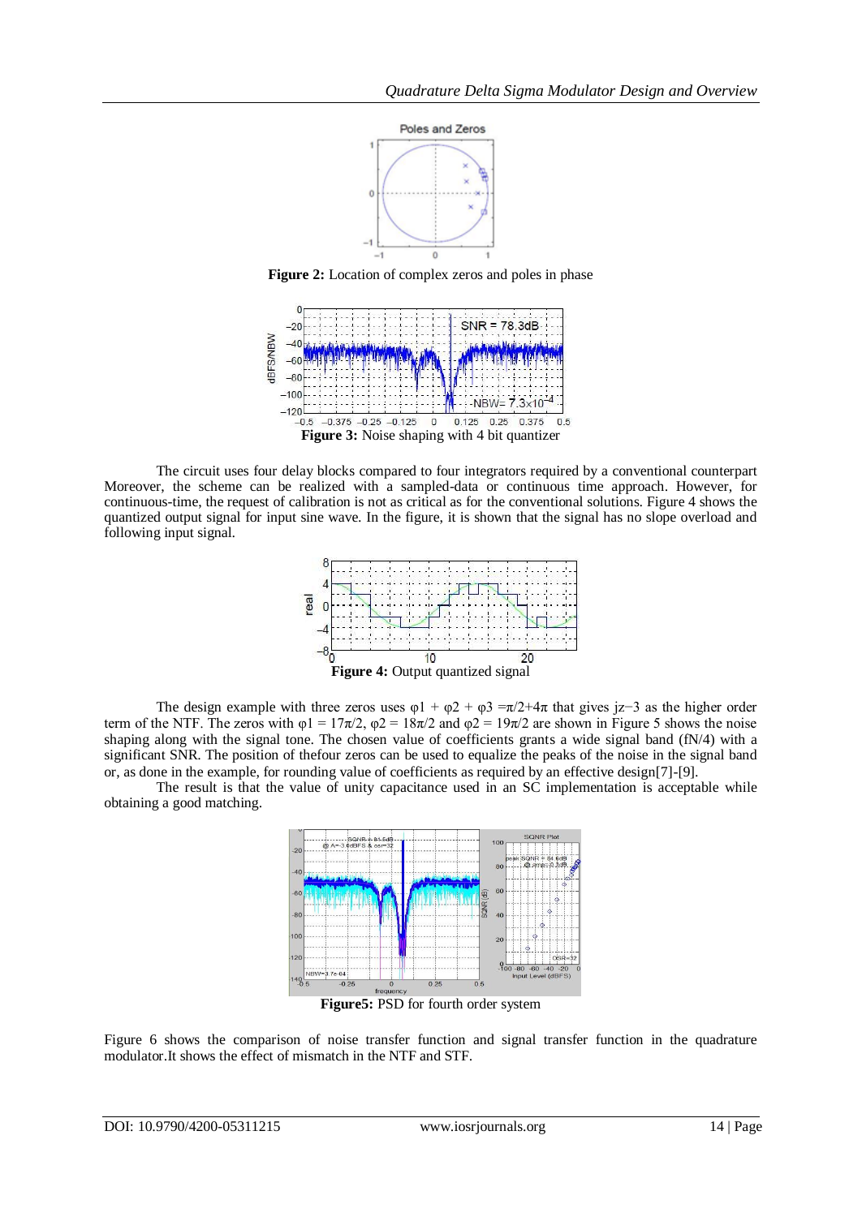**Figure 2:** Location of complex zeros and poles in phase

**Figure 3:** Noise shaping with 4 bit quantizer

The circuit uses four delay blocks compared to four integrators required by a conventional counterpart Moreover, the scheme can be realized with a sampled-data or continuous time approach. However, for continuous-time, the request of calibration is not as critical as for the conventional solutions. Figure 4 shows the quantized output signal for input sine wave. In the figure, it is shown that the signal has no slope overload and following input signal.

**Figure 4:** Output quantized signal

The design example with three zeros uses $\varphi 1 + \varphi 2 + \varphi 3 = \pi/2+4\pi$ that gives $jz^{-3}$ as the higher order term of the NTF. The zeros with $\varphi 1 = 17\pi/2$, $\varphi 2 = 18\pi/2$ and $\varphi 2 = 19\pi/2$ are shown in Figure 5 shows the noise shaping along with the signal tone. The chosen value of coefficients grants a wide signal band (fN/4) with a significant SNR. The position of thefour zeros can be used to equalize the peaks of the noise in the signal band or, as done in the example, for rounding value of coefficients as required by an effective design[7]-[9].

The result is that the value of unity capacitance used in an SC implementation is acceptable while obtaining a good matching.

**Figure5:** PSD for fourth order system

Figure 6 shows the comparison of noise transfer function and signal transfer function in the quadrature modulator.It shows the effect of mismatch in the NTF and STF.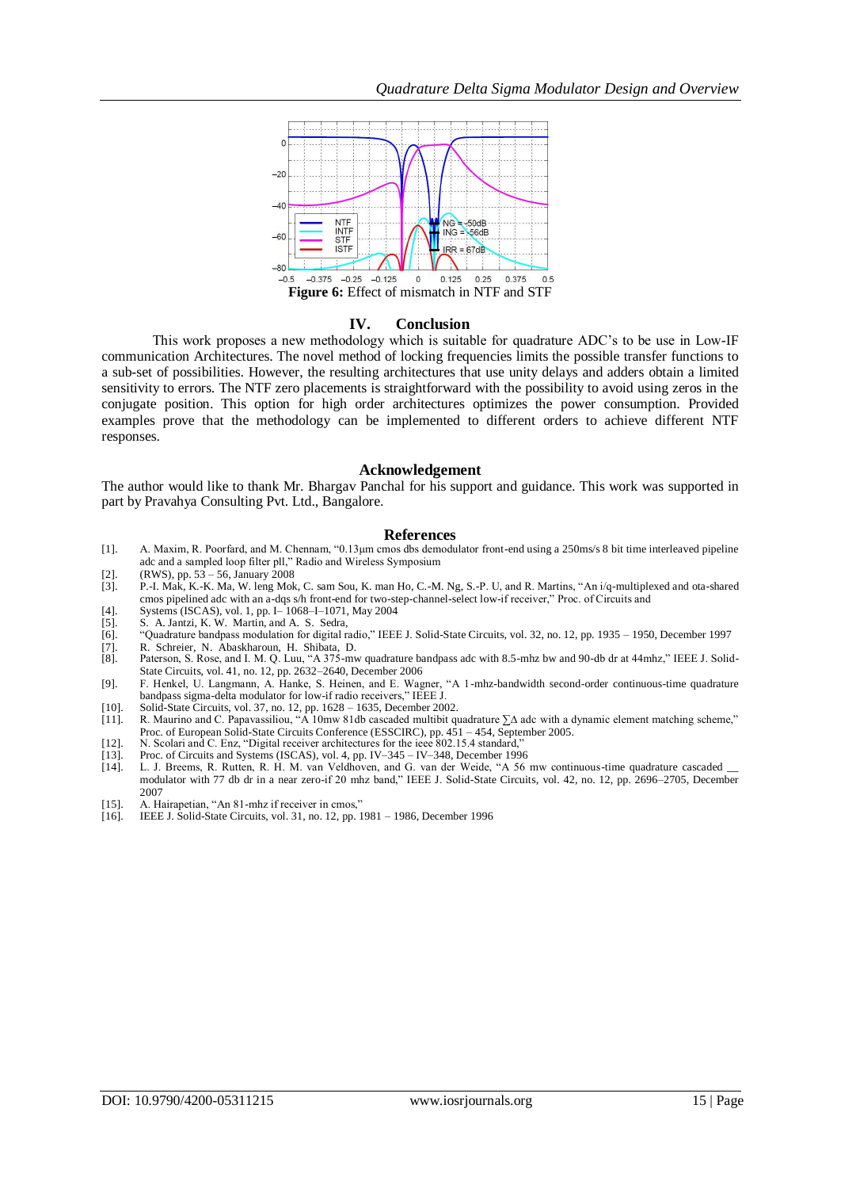0
−20
−40
−60
−80
−0.5 −0.375 −0.25 −0.125 0 0.125 0.25 0.375 0.5
NTF
INTF
STF
ISTF
NG = -50dB
ING = -56dB
IRR = 67dB

**Figure 6:** Effect of mismatch in NTF and STF

## IV. Conclusion

This work proposes a new methodology which is suitable for quadrature ADC's to be use in Low-IF communication Architectures. The novel method of locking frequencies limits the possible transfer functions to a sub-set of possibilities. However, the resulting architectures that use unity delays and adders obtain a limited sensitivity to errors. The NTF zero placements is straightforward with the possibility to avoid using zeros in the conjugate position. This option for high order architectures optimizes the power consumption. Provided examples prove that the methodology can be implemented to different orders to achieve different NTF responses.

## Acknowledgement

The author would like to thank Mr. Bhargav Panchal for his support and guidance. This work was supported in part by Pravahya Consulting Pvt. Ltd., Bangalore.

## References

[1]. A. Maxim, R. Poorfard, and M. Chennam, "0.13µm cmos dbs demodulator front-end using a 250ms/s 8 bit time interleaved pipeline adc and a sampled loop filter pll," Radio and Wireless Symposium

[2]. (RWS), pp. 53 – 56, January 2008

[3]. P.-I. Mak, K.-K. Ma, W. Ieng Mok, C. sam Sou, K. man Ho, C.-M. Ng, S.-P. U, and R. Martins, "An i/q-multiplexed and ota-shared cmos pipelined adc with an a-dqs s/h front-end for two-step-channel-select low-if receiver," Proc. of Circuits and

[4]. Systems (ISCAS), vol. 1, pp. I– 1068–I–1071, May 2004

[5]. S. A. Jantzi, K. W. Martin, and A. S. Sedra,

[6]. "Quadrature bandpass modulation for digital radio," IEEE J. Solid-State Circuits, vol. 32, no. 12, pp. 1935 – 1950, December 1997

[7]. R. Schreier, N. Abaskharoun, H. Shibata, D.

[8]. Paterson, S. Rose, and I. M. Q. Luu, "A 375-mw quadrature bandpass adc with 8.5-mhz bw and 90-db dr at 44mhz," IEEE J. Solid-State Circuits, vol. 41, no. 12, pp. 2632–2640, December 2006

[9]. F. Henkel, U. Langmann, A. Hanke, S. Heinen, and E. Wagner, "A 1-mhz-bandwidth second-order continuous-time quadrature bandpass sigma-delta modulator for low-if radio receivers," IEEE J.

[10]. Solid-State Circuits, vol. 37, no. 12, pp. 1628 – 1635, December 2002.

[11]. R. Maurino and C. Papavassiliou, "A 10mw 81db cascaded multibit quadrature ∑∆ adc with a dynamic element matching scheme," Proc. of European Solid-State Circuits Conference (ESSCIRC), pp. 451 – 454, September 2005.

[12]. N. Scolari and C. Enz, "Digital receiver architectures for the ieee 802.15.4 standard,"

[13]. Proc. of Circuits and Systems (ISCAS), vol. 4, pp. IV–345 – IV–348, December 1996

[14]. L. J. Breems, R. Rutten, R. H. M. van Veldhoven, and G. van der Weide, "A 56 mw continuous-time quadrature cascaded __ modulator with 77 db dr in a near zero-if 20 mhz band," IEEE J. Solid-State Circuits, vol. 42, no. 12, pp. 2696–2705, December 2007

[15]. A. Hairapetian, "An 81-mhz if receiver in cmos,"

[16]. IEEE J. Solid-State Circuits, vol. 31, no. 12, pp. 1981 – 1986, December 1996